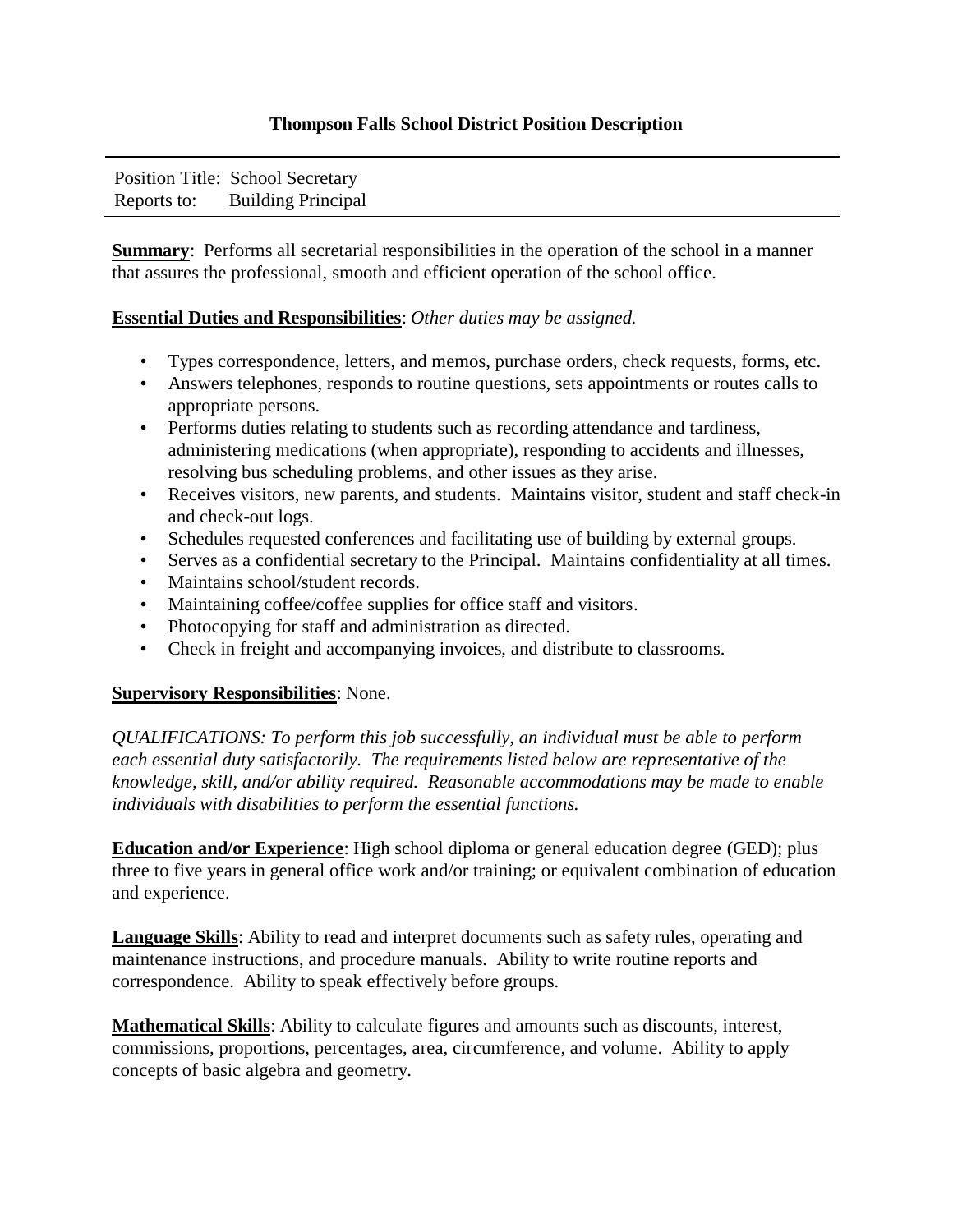# Thompson Falls School District Position Description

Position Title: School Secretary
Reports to: Building Principal

**Summary**: Performs all secretarial responsibilities in the operation of the school in a manner that assures the professional, smooth and efficient operation of the school office.

**Essential Duties and Responsibilities**: *Other duties may be assigned.*

- Types correspondence, letters, and memos, purchase orders, check requests, forms, etc.
- Answers telephones, responds to routine questions, sets appointments or routes calls to appropriate persons.
- Performs duties relating to students such as recording attendance and tardiness, administering medications (when appropriate), responding to accidents and illnesses, resolving bus scheduling problems, and other issues as they arise.
- Receives visitors, new parents, and students. Maintains visitor, student and staff check-in and check-out logs.
- Schedules requested conferences and facilitating use of building by external groups.
- Serves as a confidential secretary to the Principal. Maintains confidentiality at all times.
- Maintains school/student records.
- Maintaining coffee/coffee supplies for office staff and visitors.
- Photocopying for staff and administration as directed.
- Check in freight and accompanying invoices, and distribute to classrooms.

**Supervisory Responsibilities**: None.

*QUALIFICATIONS: To perform this job successfully, an individual must be able to perform each essential duty satisfactorily. The requirements listed below are representative of the knowledge, skill, and/or ability required. Reasonable accommodations may be made to enable individuals with disabilities to perform the essential functions.*

**Education and/or Experience**: High school diploma or general education degree (GED); plus three to five years in general office work and/or training; or equivalent combination of education and experience.

**Language Skills**: Ability to read and interpret documents such as safety rules, operating and maintenance instructions, and procedure manuals. Ability to write routine reports and correspondence. Ability to speak effectively before groups.

**Mathematical Skills**: Ability to calculate figures and amounts such as discounts, interest, commissions, proportions, percentages, area, circumference, and volume. Ability to apply concepts of basic algebra and geometry.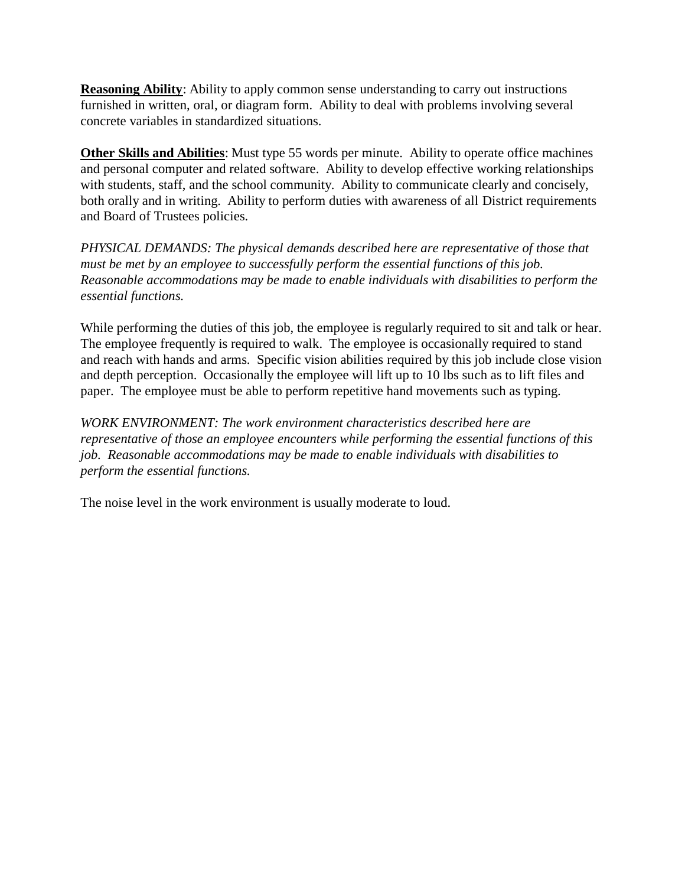**Reasoning Ability**: Ability to apply common sense understanding to carry out instructions furnished in written, oral, or diagram form. Ability to deal with problems involving several concrete variables in standardized situations.

**Other Skills and Abilities**: Must type 55 words per minute. Ability to operate office machines and personal computer and related software. Ability to develop effective working relationships with students, staff, and the school community. Ability to communicate clearly and concisely, both orally and in writing. Ability to perform duties with awareness of all District requirements and Board of Trustees policies.

*PHYSICAL DEMANDS: The physical demands described here are representative of those that must be met by an employee to successfully perform the essential functions of this job. Reasonable accommodations may be made to enable individuals with disabilities to perform the essential functions.*

While performing the duties of this job, the employee is regularly required to sit and talk or hear. The employee frequently is required to walk. The employee is occasionally required to stand and reach with hands and arms. Specific vision abilities required by this job include close vision and depth perception. Occasionally the employee will lift up to 10 lbs such as to lift files and paper. The employee must be able to perform repetitive hand movements such as typing.

*WORK ENVIRONMENT: The work environment characteristics described here are representative of those an employee encounters while performing the essential functions of this job. Reasonable accommodations may be made to enable individuals with disabilities to perform the essential functions.*

The noise level in the work environment is usually moderate to loud.